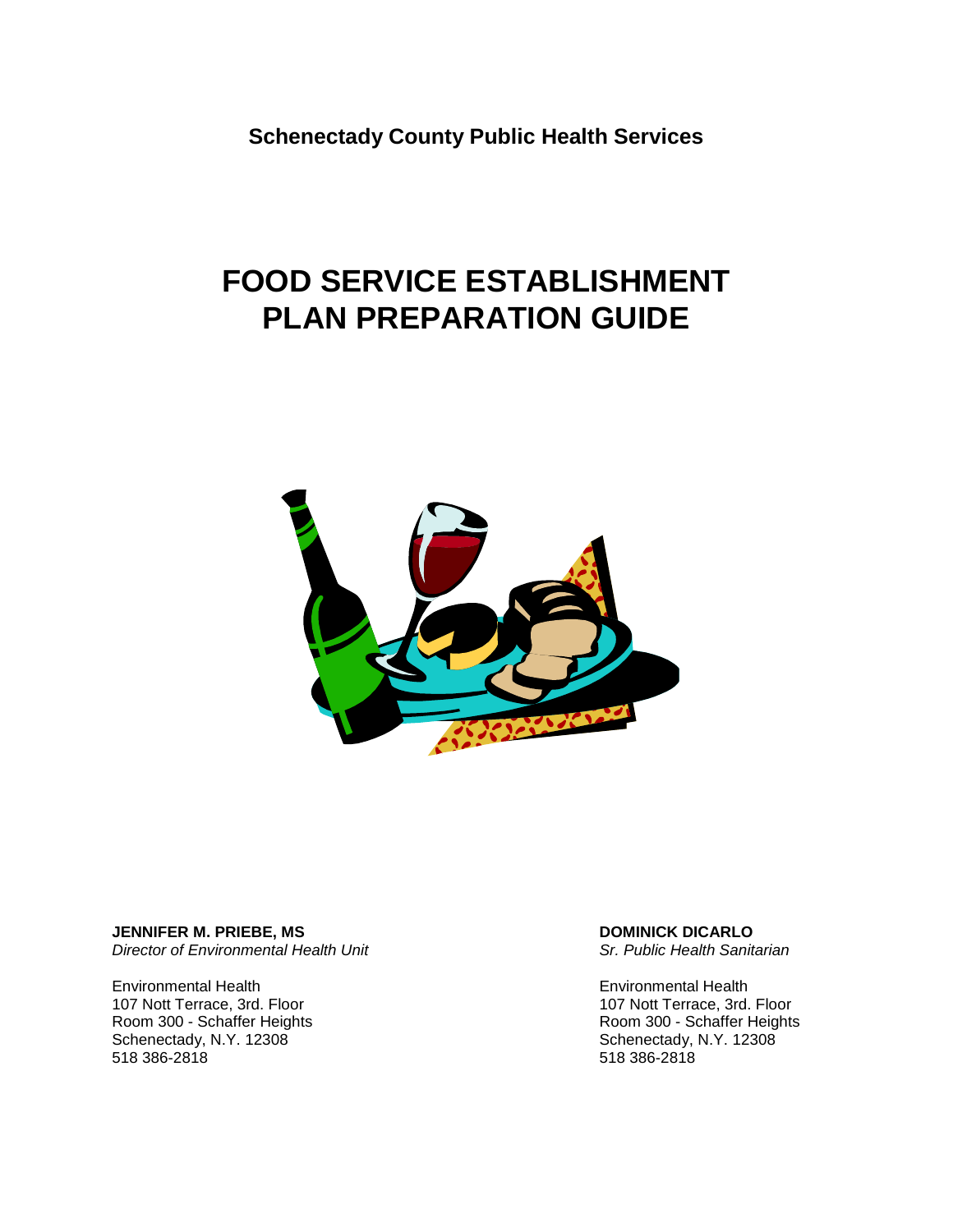**Schenectady County Public Health Services**

# FOOD SERVICE ESTABLISHMENT PLAN PREPARATION GUIDE

**JENNIFER M. PRIEBE, MS**
*Director of Environmental Health Unit*

Environmental Health
107 Nott Terrace, 3rd. Floor
Room 300 - Schaffer Heights
Schenectady, N.Y. 12308
518 386-2818

**DOMINICK DICARLO**
*Sr. Public Health Sanitarian*

Environmental Health
107 Nott Terrace, 3rd. Floor
Room 300 - Schaffer Heights
Schenectady, N.Y. 12308
518 386-2818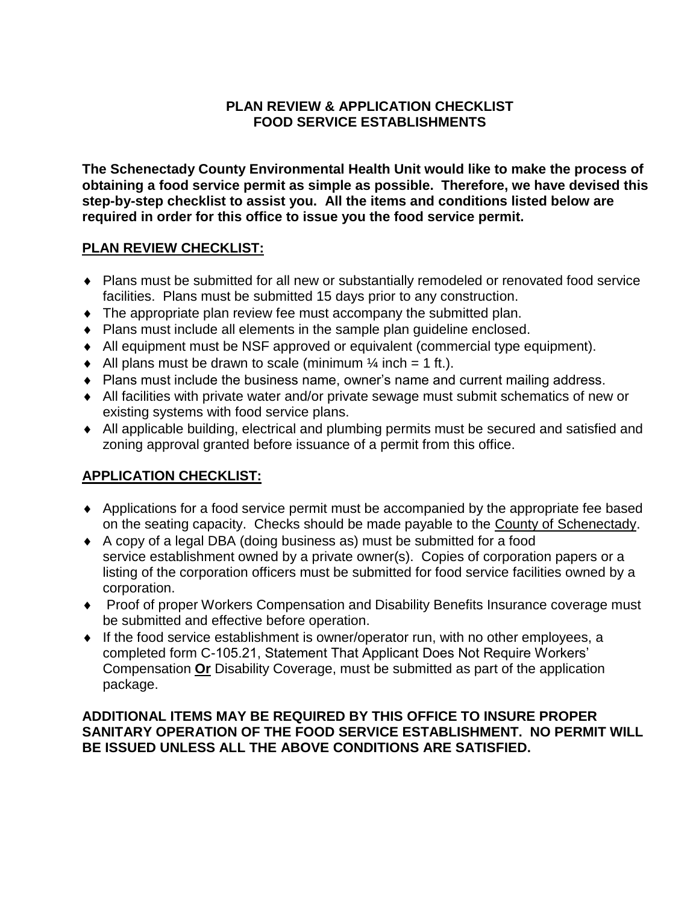# PLAN REVIEW & APPLICATION CHECKLIST
# FOOD SERVICE ESTABLISHMENTS

**The Schenectady County Environmental Health Unit would like to make the process of obtaining a food service permit as simple as possible. Therefore, we have devised this step-by-step checklist to assist you. All the items and conditions listed below are required in order for this office to issue you the food service permit.**

## PLAN REVIEW CHECKLIST:

- Plans must be submitted for all new or substantially remodeled or renovated food service facilities. Plans must be submitted 15 days prior to any construction.
- The appropriate plan review fee must accompany the submitted plan.
- Plans must include all elements in the sample plan guideline enclosed.
- All equipment must be NSF approved or equivalent (commercial type equipment).
- All plans must be drawn to scale (minimum ¼ inch = 1 ft.).
- Plans must include the business name, owner's name and current mailing address.
- All facilities with private water and/or private sewage must submit schematics of new or existing systems with food service plans.
- All applicable building, electrical and plumbing permits must be secured and satisfied and zoning approval granted before issuance of a permit from this office.

## APPLICATION CHECKLIST:

- Applications for a food service permit must be accompanied by the appropriate fee based on the seating capacity. Checks should be made payable to the County of Schenectady.
- A copy of a legal DBA (doing business as) must be submitted for a food service establishment owned by a private owner(s). Copies of corporation papers or a listing of the corporation officers must be submitted for food service facilities owned by a corporation.
- Proof of proper Workers Compensation and Disability Benefits Insurance coverage must be submitted and effective before operation.
- If the food service establishment is owner/operator run, with no other employees, a completed form C-105.21, Statement That Applicant Does Not Require Workers' Compensation **Or** Disability Coverage, must be submitted as part of the application package.

**ADDITIONAL ITEMS MAY BE REQUIRED BY THIS OFFICE TO INSURE PROPER SANITARY OPERATION OF THE FOOD SERVICE ESTABLISHMENT. NO PERMIT WILL BE ISSUED UNLESS ALL THE ABOVE CONDITIONS ARE SATISFIED.**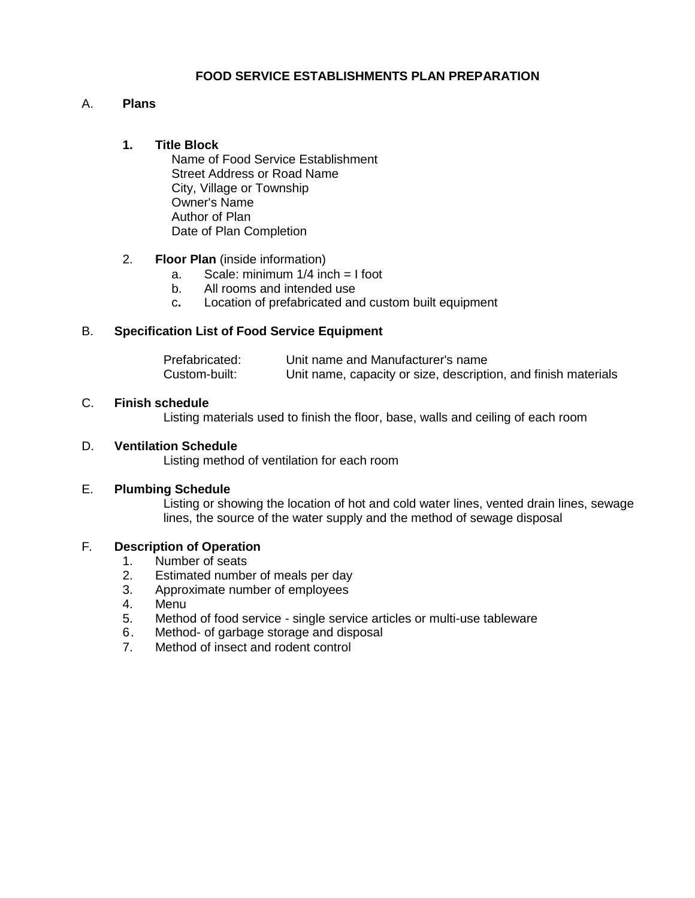# FOOD SERVICE ESTABLISHMENTS PLAN PREPARATION

## A. Plans

**1. Title Block**

Name of Food Service Establishment
Street Address or Road Name
City, Village or Township
Owner's Name
Author of Plan
Date of Plan Completion

2. **Floor Plan** (inside information)

   a. Scale: minimum 1/4 inch = I foot
   b. All rooms and intended use
   c. Location of prefabricated and custom built equipment

## B. Specification List of Food Service Equipment

| | |
|---|---|
| Prefabricated: | Unit name and Manufacturer's name |
| Custom-built: | Unit name, capacity or size, description, and finish materials |

## C. Finish schedule

Listing materials used to finish the floor, base, walls and ceiling of each room

## D. Ventilation Schedule

Listing method of ventilation for each room

## E. Plumbing Schedule

Listing or showing the location of hot and cold water lines, vented drain lines, sewage lines, the source of the water supply and the method of sewage disposal

## F. Description of Operation

1. Number of seats
2. Estimated number of meals per day
3. Approximate number of employees
4. Menu
5. Method of food service - single service articles or multi-use tableware
6. Method- of garbage storage and disposal
7. Method of insect and rodent control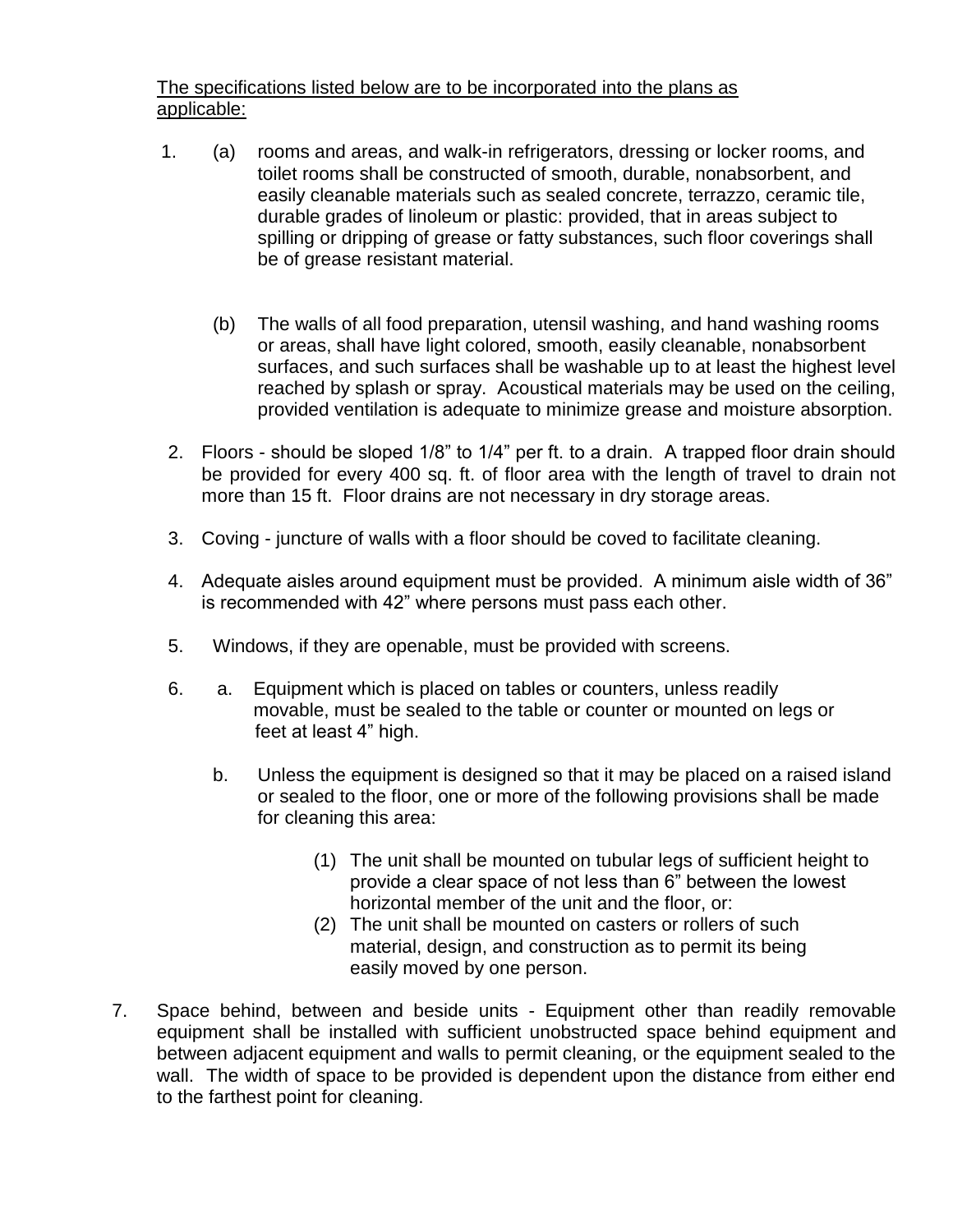<u>The specifications listed below are to be incorporated into the plans as applicable:</u>

1. (a) rooms and areas, and walk-in refrigerators, dressing or locker rooms, and toilet rooms shall be constructed of smooth, durable, nonabsorbent, and easily cleanable materials such as sealed concrete, terrazzo, ceramic tile, durable grades of linoleum or plastic: provided, that in areas subject to spilling or dripping of grease or fatty substances, such floor coverings shall be of grease resistant material.

   (b) The walls of all food preparation, utensil washing, and hand washing rooms or areas, shall have light colored, smooth, easily cleanable, nonabsorbent surfaces, and such surfaces shall be washable up to at least the highest level reached by splash or spray. Acoustical materials may be used on the ceiling, provided ventilation is adequate to minimize grease and moisture absorption.

2. Floors - should be sloped 1/8" to 1/4" per ft. to a drain. A trapped floor drain should be provided for every 400 sq. ft. of floor area with the length of travel to drain not more than 15 ft. Floor drains are not necessary in dry storage areas.

3. Coving - juncture of walls with a floor should be coved to facilitate cleaning.

4. Adequate aisles around equipment must be provided. A minimum aisle width of 36" is recommended with 42" where persons must pass each other.

5. Windows, if they are openable, must be provided with screens.

6. a. Equipment which is placed on tables or counters, unless readily movable, must be sealed to the table or counter or mounted on legs or feet at least 4" high.

   b. Unless the equipment is designed so that it may be placed on a raised island or sealed to the floor, one or more of the following provisions shall be made for cleaning this area:

      (1) The unit shall be mounted on tubular legs of sufficient height to provide a clear space of not less than 6" between the lowest horizontal member of the unit and the floor, or:
      (2) The unit shall be mounted on casters or rollers of such material, design, and construction as to permit its being easily moved by one person.

7. Space behind, between and beside units - Equipment other than readily removable equipment shall be installed with sufficient unobstructed space behind equipment and between adjacent equipment and walls to permit cleaning, or the equipment sealed to the wall. The width of space to be provided is dependent upon the distance from either end to the farthest point for cleaning.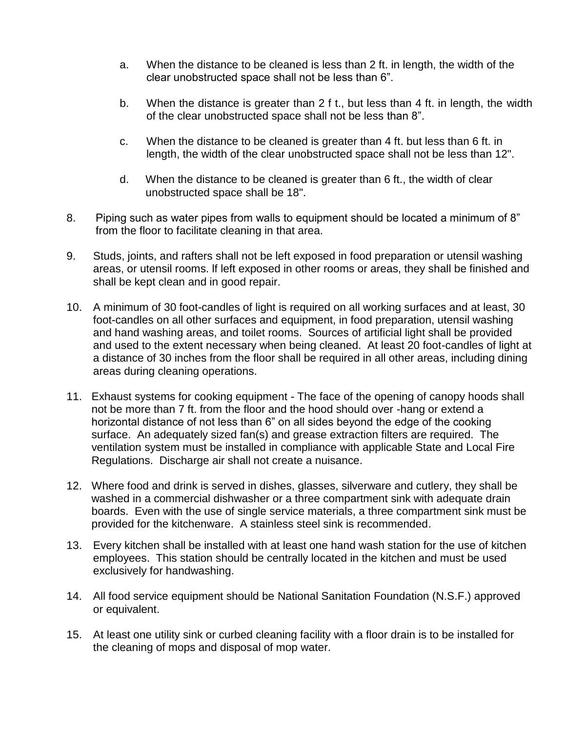a. When the distance to be cleaned is less than 2 ft. in length, the width of the clear unobstructed space shall not be less than 6".

b. When the distance is greater than 2 f t., but less than 4 ft. in length, the width of the clear unobstructed space shall not be less than 8".

c. When the distance to be cleaned is greater than 4 ft. but less than 6 ft. in length, the width of the clear unobstructed space shall not be less than 12".

d. When the distance to be cleaned is greater than 6 ft., the width of clear unobstructed space shall be 18".

8. Piping such as water pipes from walls to equipment should be located a minimum of 8" from the floor to facilitate cleaning in that area.

9. Studs, joints, and rafters shall not be left exposed in food preparation or utensil washing areas, or utensil rooms. If left exposed in other rooms or areas, they shall be finished and shall be kept clean and in good repair.

10. A minimum of 30 foot-candles of light is required on all working surfaces and at least, 30 foot-candles on all other surfaces and equipment, in food preparation, utensil washing and hand washing areas, and toilet rooms. Sources of artificial light shall be provided and used to the extent necessary when being cleaned. At least 20 foot-candles of light at a distance of 30 inches from the floor shall be required in all other areas, including dining areas during cleaning operations.

11. Exhaust systems for cooking equipment - The face of the opening of canopy hoods shall not be more than 7 ft. from the floor and the hood should over -hang or extend a horizontal distance of not less than 6" on all sides beyond the edge of the cooking surface. An adequately sized fan(s) and grease extraction filters are required. The ventilation system must be installed in compliance with applicable State and Local Fire Regulations. Discharge air shall not create a nuisance.

12. Where food and drink is served in dishes, glasses, silverware and cutlery, they shall be washed in a commercial dishwasher or a three compartment sink with adequate drain boards. Even with the use of single service materials, a three compartment sink must be provided for the kitchenware. A stainless steel sink is recommended.

13. Every kitchen shall be installed with at least one hand wash station for the use of kitchen employees. This station should be centrally located in the kitchen and must be used exclusively for handwashing.

14. All food service equipment should be National Sanitation Foundation (N.S.F.) approved or equivalent.

15. At least one utility sink or curbed cleaning facility with a floor drain is to be installed for the cleaning of mops and disposal of mop water.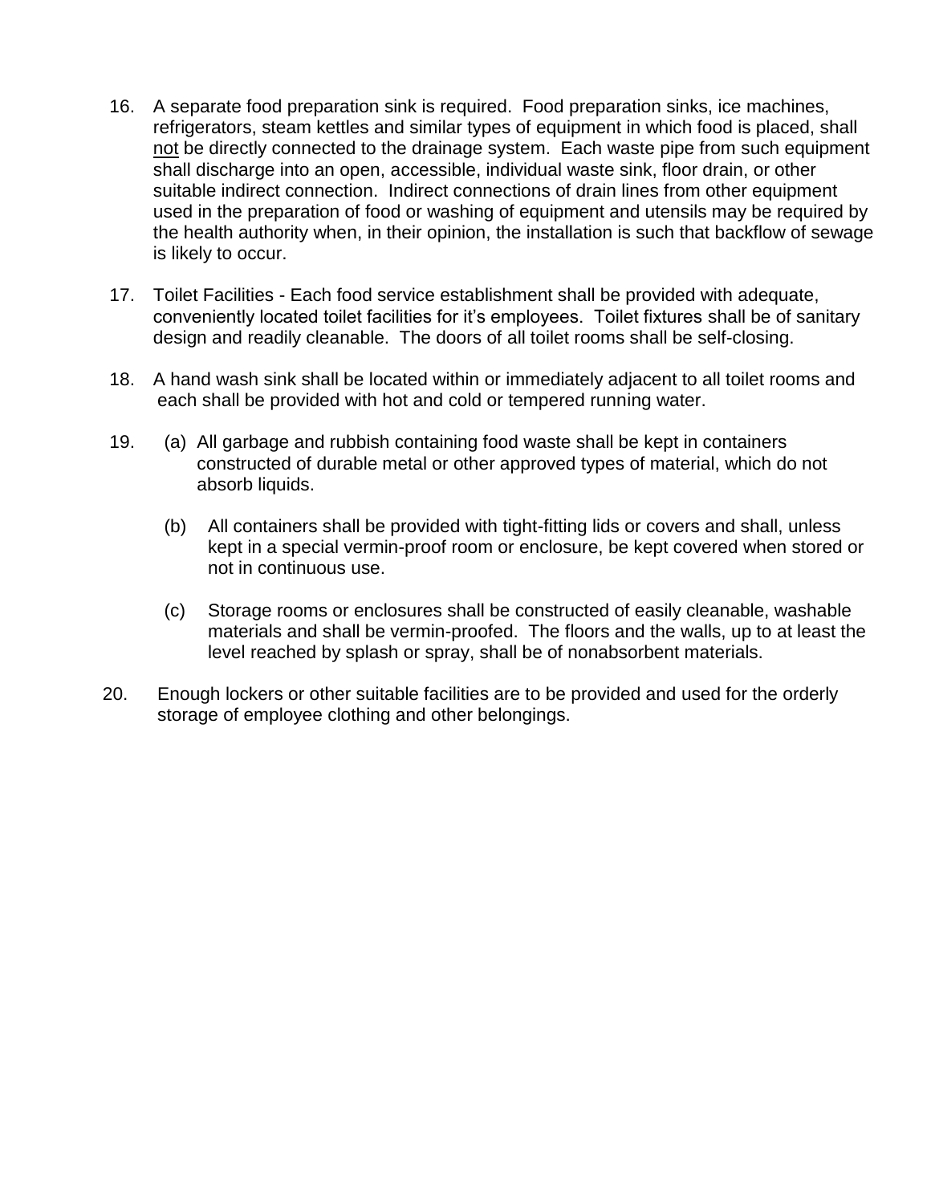16. A separate food preparation sink is required. Food preparation sinks, ice machines, refrigerators, steam kettles and similar types of equipment in which food is placed, shall <u>not</u> be directly connected to the drainage system. Each waste pipe from such equipment shall discharge into an open, accessible, individual waste sink, floor drain, or other suitable indirect connection. Indirect connections of drain lines from other equipment used in the preparation of food or washing of equipment and utensils may be required by the health authority when, in their opinion, the installation is such that backflow of sewage is likely to occur.

17. Toilet Facilities - Each food service establishment shall be provided with adequate, conveniently located toilet facilities for it's employees. Toilet fixtures shall be of sanitary design and readily cleanable. The doors of all toilet rooms shall be self-closing.

18. A hand wash sink shall be located within or immediately adjacent to all toilet rooms and each shall be provided with hot and cold or tempered running water.

19. (a) All garbage and rubbish containing food waste shall be kept in containers constructed of durable metal or other approved types of material, which do not absorb liquids.

    (b) All containers shall be provided with tight-fitting lids or covers and shall, unless kept in a special vermin-proof room or enclosure, be kept covered when stored or not in continuous use.

    (c) Storage rooms or enclosures shall be constructed of easily cleanable, washable materials and shall be vermin-proofed. The floors and the walls, up to at least the level reached by splash or spray, shall be of nonabsorbent materials.

20. Enough lockers or other suitable facilities are to be provided and used for the orderly storage of employee clothing and other belongings.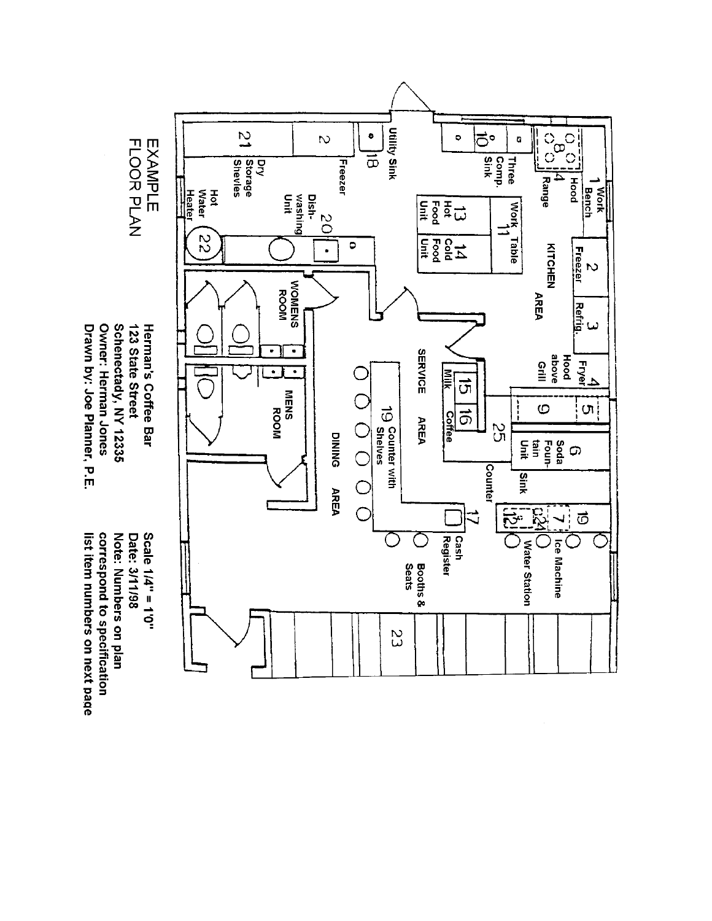# EXAMPLE FLOOR PLAN

Herman's Coffee Bar
123 State Street
Schenectady, NY 12335
Owner: Herman Jones
Drawn by: Joe Planner, P.E.

Scale 1/4" = 1'0"
Date: 3/1/98
Note: Numbers on plan correspond to specification list item numbers on next page

KITCHEN AREA

1 Work Bench
2 Freezer
3 Refrig.
4 Fryer
Hood above Grill
4 Range
Hood
8
5
9
6 Soda Fountain Unit
Sink
10 Three Comp. Sink
11 Work Table
13 Hot Food Unit
14 Cold Food Unit
18 Utility Sink
2 Freezer
21 Dry Storage Shevles
20 Dish-washing Unit
22 Hot Water Heater

SERVICE AREA

15 Milk
16 Coffee
25
Counter
19 Counter with Shelves
17 Cash Register
7 Ice Machine
24
12 Water Station
19

DINING AREA

Booths & Seats
23

WOMENS ROOM

MENS ROOM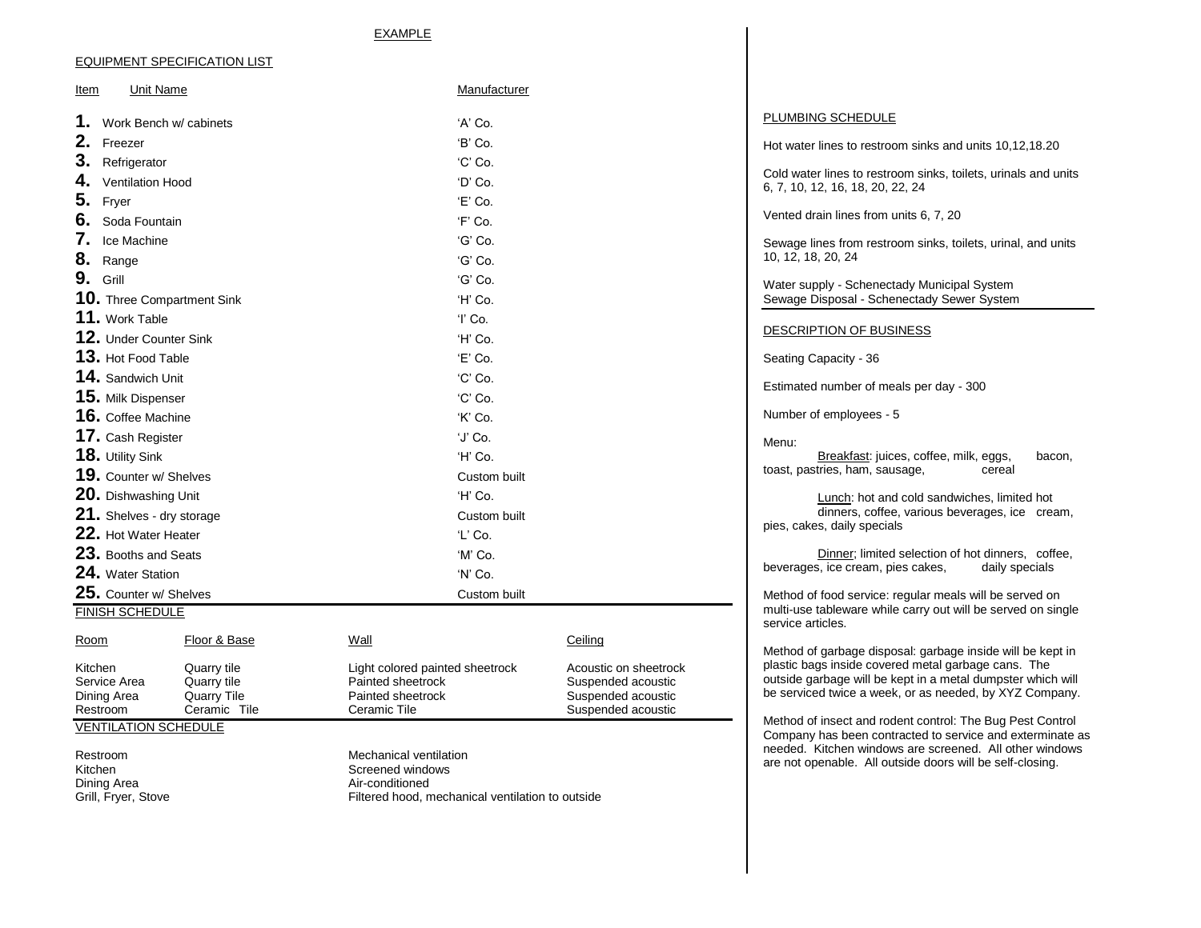EXAMPLE

## EQUIPMENT SPECIFICATION LIST

| Item | Unit Name | Manufacturer |
|---|---|---|
| 1. | Work Bench w/ cabinets | 'A' Co. |
| 2. | Freezer | 'B' Co. |
| 3. | Refrigerator | 'C' Co. |
| 4. | Ventilation Hood | 'D' Co. |
| 5. | Fryer | 'E' Co. |
| 6. | Soda Fountain | 'F' Co. |
| 7. | Ice Machine | 'G' Co. |
| 8. | Range | 'G' Co. |
| 9. | Grill | 'G' Co. |
| 10. | Three Compartment Sink | 'H' Co. |
| 11. | Work Table | 'I' Co. |
| 12. | Under Counter Sink | 'H' Co. |
| 13. | Hot Food Table | 'E' Co. |
| 14. | Sandwich Unit | 'C' Co. |
| 15. | Milk Dispenser | 'C' Co. |
| 16. | Coffee Machine | 'K' Co. |
| 17. | Cash Register | 'J' Co. |
| 18. | Utility Sink | 'H' Co. |
| 19. | Counter w/ Shelves | Custom built |
| 20. | Dishwashing Unit | 'H' Co. |
| 21. | Shelves - dry storage | Custom built |
| 22. | Hot Water Heater | 'L' Co. |
| 23. | Booths and Seats | 'M' Co. |
| 24. | Water Station | 'N' Co. |
| 25. | Counter w/ Shelves | Custom built |

## FINISH SCHEDULE

| Room | Floor & Base | Wall | Ceiling |
|---|---|---|---|
| Kitchen | Quarry tile | Light colored painted sheetrock | Acoustic on sheetrock |
| Service Area | Quarry tile | Painted sheetrock | Suspended acoustic |
| Dining Area | Quarry Tile | Painted sheetrock | Suspended acoustic |
| Restroom | Ceramic Tile | Ceramic Tile | Suspended acoustic |

## VENTILATION SCHEDULE

| | |
|---|---|
| Restroom | Mechanical ventilation |
| Kitchen | Screened windows |
| Dining Area | Air-conditioned |
| Grill, Fryer, Stove | Filtered hood, mechanical ventilation to outside |

## PLUMBING SCHEDULE

Hot water lines to restroom sinks and units 10,12,18.20

Cold water lines to restroom sinks, toilets, urinals and units 6, 7, 10, 12, 16, 18, 20, 22, 24

Vented drain lines from units 6, 7, 20

Sewage lines from restroom sinks, toilets, urinal, and units 10, 12, 18, 20, 24

Water supply - Schenectady Municipal System
Sewage Disposal - Schenectady Sewer System

## DESCRIPTION OF BUSINESS

Seating Capacity - 36

Estimated number of meals per day - 300

Number of employees - 5

Menu:

Breakfast: juices, coffee, milk, eggs, bacon, toast, pastries, ham, sausage, cereal

Lunch: hot and cold sandwiches, limited hot dinners, coffee, various beverages, ice cream, pies, cakes, daily specials

Dinner; limited selection of hot dinners, coffee, beverages, ice cream, pies cakes, daily specials

Method of food service: regular meals will be served on multi-use tableware while carry out will be served on single service articles.

Method of garbage disposal: garbage inside will be kept in plastic bags inside covered metal garbage cans. The outside garbage will be kept in a metal dumpster which will be serviced twice a week, or as needed, by XYZ Company.

Method of insect and rodent control: The Bug Pest Control Company has been contracted to service and exterminate as needed. Kitchen windows are screened. All other windows are not openable. All outside doors will be self-closing.